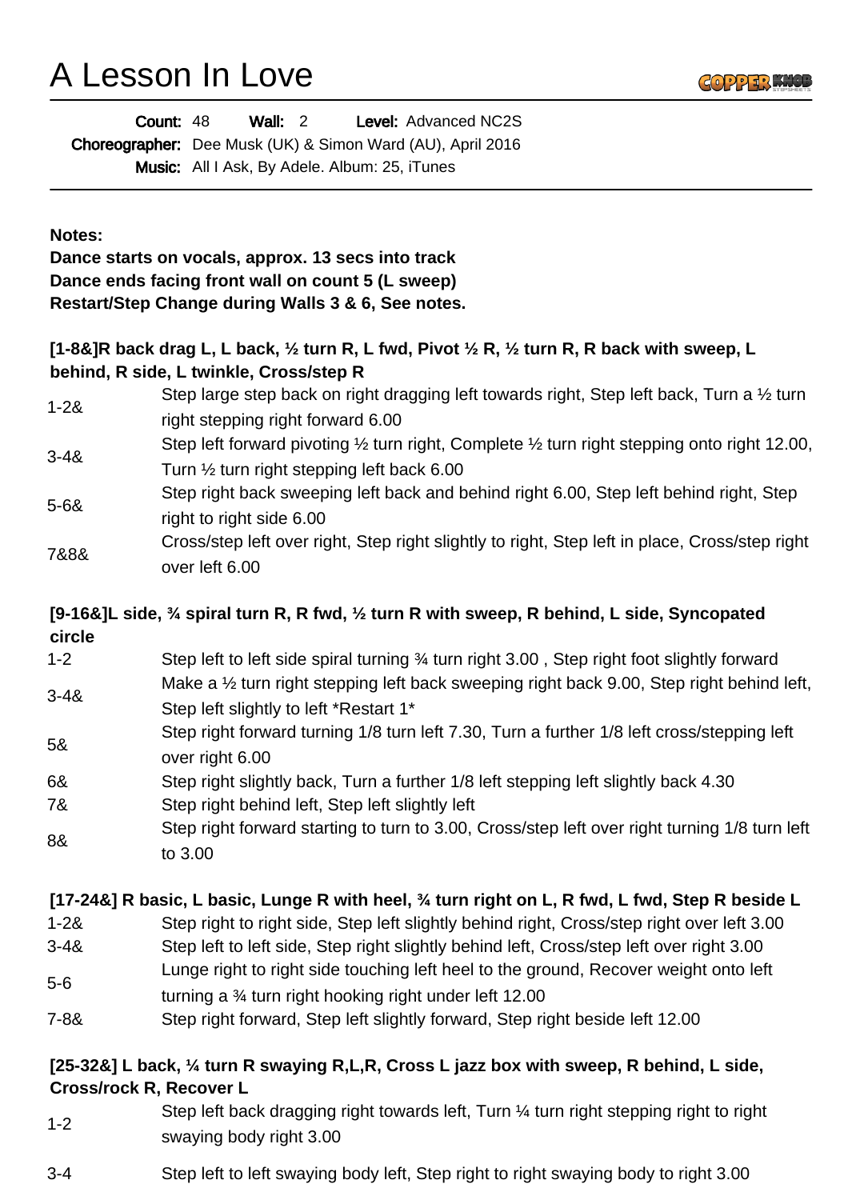# A Lesson In Love

**Count:** 48 **Wall:** 2 **Level:** Advanced NC2S

**Choreographer:** Dee Musk (UK) & Simon Ward (AU), April 2016

**Music:** All I Ask, By Adele. Album: 25, iTunes

**Notes:**
**Dance starts on vocals, approx. 13 secs into track**
**Dance ends facing front wall on count 5 (L sweep)**
**Restart/Step Change during Walls 3 & 6, See notes.**

**[1-8&]R back drag L, L back, ½ turn R, L fwd, Pivot ½ R, ½ turn R, R back with sweep, L behind, R side, L twinkle, Cross/step R**

| | |
|---|---|
| 1-2& | Step large step back on right dragging left towards right, Step left back, Turn a ½ turn right stepping right forward 6.00 |
| 3-4& | Step left forward pivoting ½ turn right, Complete ½ turn right stepping onto right 12.00, Turn ½ turn right stepping left back 6.00 |
| 5-6& | Step right back sweeping left back and behind right 6.00, Step left behind right, Step right to right side 6.00 |
| 7&8& | Cross/step left over right, Step right slightly to right, Step left in place, Cross/step right over left 6.00 |

**[9-16&]L side, ¾ spiral turn R, R fwd, ½ turn R with sweep, R behind, L side, Syncopated circle**

| | |
|---|---|
| 1-2 | Step left to left side spiral turning ¾ turn right 3.00 , Step right foot slightly forward |
| 3-4& | Make a ½ turn right stepping left back sweeping right back 9.00, Step right behind left, Step left slightly to left *Restart 1* |
| 5& | Step right forward turning 1/8 turn left 7.30, Turn a further 1/8 left cross/stepping left over right 6.00 |
| 6& | Step right slightly back, Turn a further 1/8 left stepping left slightly back 4.30 |
| 7& | Step right behind left, Step left slightly left |
| 8& | Step right forward starting to turn to 3.00, Cross/step left over right turning 1/8 turn left to 3.00 |

**[17-24&] R basic, L basic, Lunge R with heel, ¾ turn right on L, R fwd, L fwd, Step R beside L**

| | |
|---|---|
| 1-2& | Step right to right side, Step left slightly behind right, Cross/step right over left 3.00 |
| 3-4& | Step left to left side, Step right slightly behind left, Cross/step left over right 3.00 |
| 5-6 | Lunge right to right side touching left heel to the ground, Recover weight onto left turning a ¾ turn right hooking right under left 12.00 |
| 7-8& | Step right forward, Step left slightly forward, Step right beside left 12.00 |

**[25-32&] L back, ¼ turn R swaying R,L,R, Cross L jazz box with sweep, R behind, L side, Cross/rock R, Recover L**

| | |
|---|---|
| 1-2 | Step left back dragging right towards left, Turn ¼ turn right stepping right to right swaying body right 3.00 |
| 3-4 | Step left to left swaying body left, Step right to right swaying body to right 3.00 |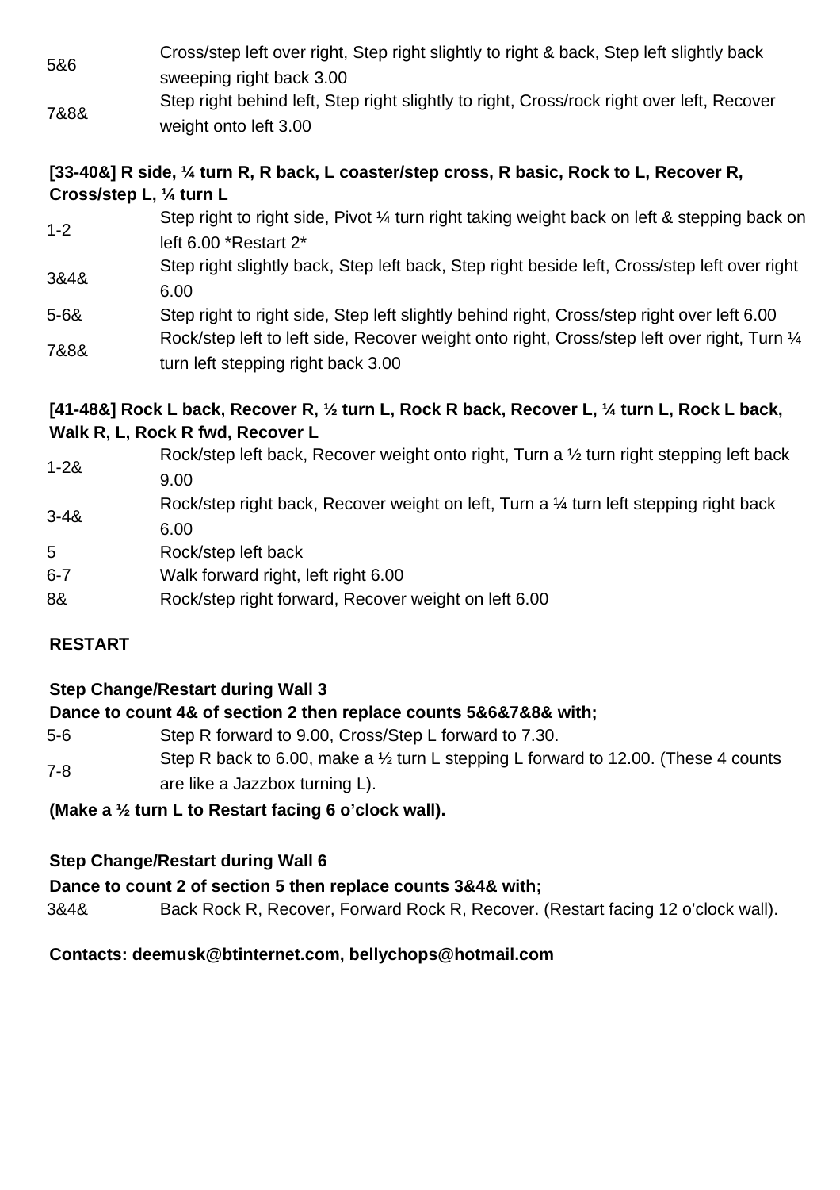| | |
|---|---|
| 5&6 | Cross/step left over right, Step right slightly to right & back, Step left slightly back sweeping right back 3.00 |
| 7&8& | Step right behind left, Step right slightly to right, Cross/rock right over left, Recover weight onto left 3.00 |

**[33-40&] R side, ¼ turn R, R back, L coaster/step cross, R basic, Rock to L, Recover R, Cross/step L, ¼ turn L**

| | |
|---|---|
| 1-2 | Step right to right side, Pivot ¼ turn right taking weight back on left & stepping back on left 6.00 *Restart 2* |
| 3&4& | Step right slightly back, Step left back, Step right beside left, Cross/step left over right 6.00 |
| 5-6& | Step right to right side, Step left slightly behind right, Cross/step right over left 6.00 |
| 7&8& | Rock/step left to left side, Recover weight onto right, Cross/step left over right, Turn ¼ turn left stepping right back 3.00 |

**[41-48&] Rock L back, Recover R, ½ turn L, Rock R back, Recover L, ¼ turn L, Rock L back, Walk R, L, Rock R fwd, Recover L**

| | |
|---|---|
| 1-2& | Rock/step left back, Recover weight onto right, Turn a ½ turn right stepping left back 9.00 |
| 3-4& | Rock/step right back, Recover weight on left, Turn a ¼ turn left stepping right back 6.00 |
| 5 | Rock/step left back |
| 6-7 | Walk forward right, left right 6.00 |
| 8& | Rock/step right forward, Recover weight on left 6.00 |

**RESTART**

**Step Change/Restart during Wall 3**

**Dance to count 4& of section 2 then replace counts 5&6&7&8& with;**

| | |
|---|---|
| 5-6 | Step R forward to 9.00, Cross/Step L forward to 7.30. |
| 7-8 | Step R back to 6.00, make a ½ turn L stepping L forward to 12.00. (These 4 counts are like a Jazzbox turning L). |

**(Make a ½ turn L to Restart facing 6 o'clock wall).**

**Step Change/Restart during Wall 6**

**Dance to count 2 of section 5 then replace counts 3&4& with;**

| | |
|---|---|
| 3&4& | Back Rock R, Recover, Forward Rock R, Recover. (Restart facing 12 o'clock wall). |

**Contacts: deemusk@btinternet.com, bellychops@hotmail.com**